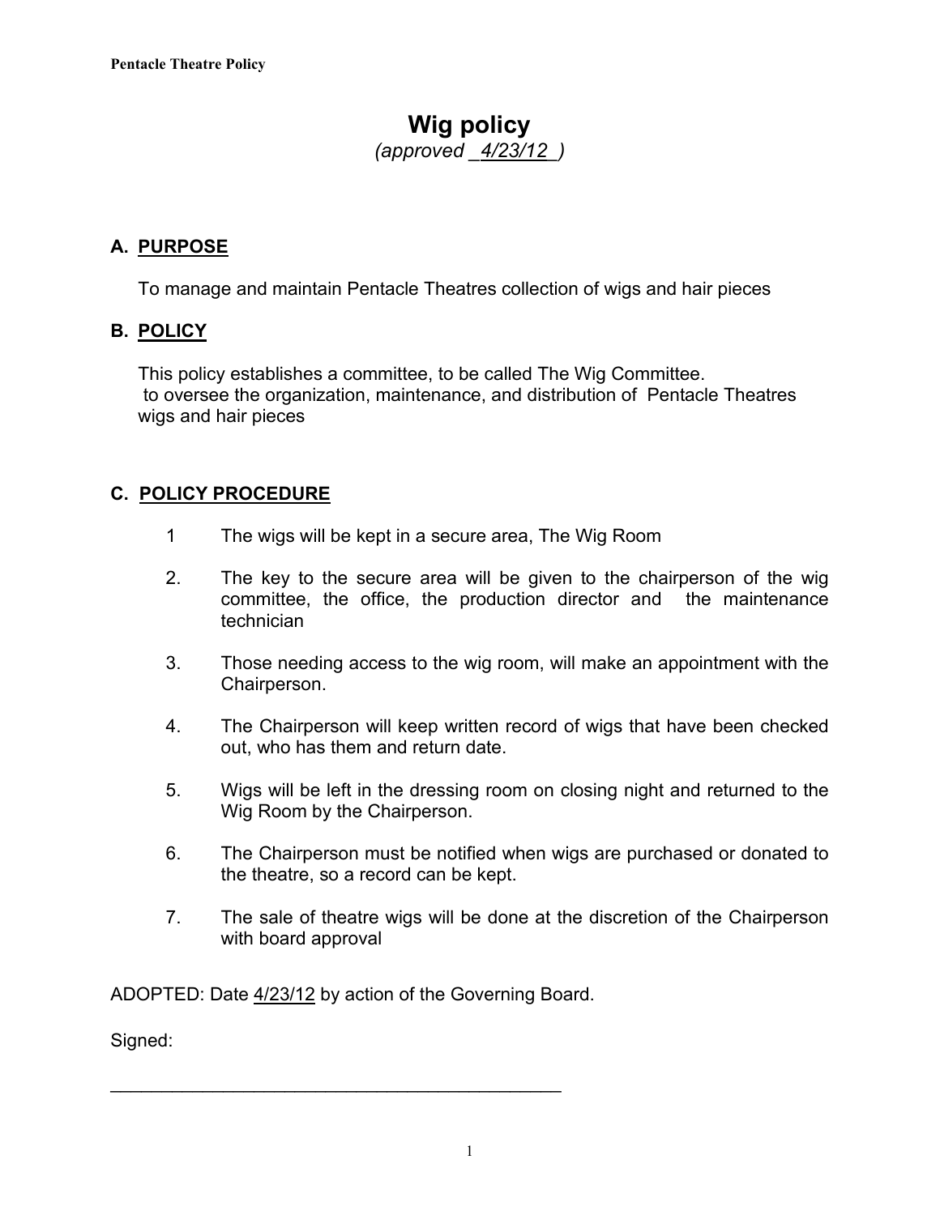# Wig policy

*(approved _4/23/12_)*

## A. PURPOSE

To manage and maintain Pentacle Theatres collection of wigs and hair pieces

## B. POLICY

This policy establishes a committee, to be called The Wig Committee.
to oversee the organization, maintenance, and distribution of Pentacle Theatres wigs and hair pieces

## C. POLICY PROCEDURE

1 The wigs will be kept in a secure area, The Wig Room

2. The key to the secure area will be given to the chairperson of the wig committee, the office, the production director and the maintenance technician

3. Those needing access to the wig room, will make an appointment with the Chairperson.

4. The Chairperson will keep written record of wigs that have been checked out, who has them and return date.

5. Wigs will be left in the dressing room on closing night and returned to the Wig Room by the Chairperson.

6. The Chairperson must be notified when wigs are purchased or donated to the theatre, so a record can be kept.

7. The sale of theatre wigs will be done at the discretion of the Chairperson with board approval

ADOPTED: Date 4/23/12 by action of the Governing Board.

Signed:

_______________________________________________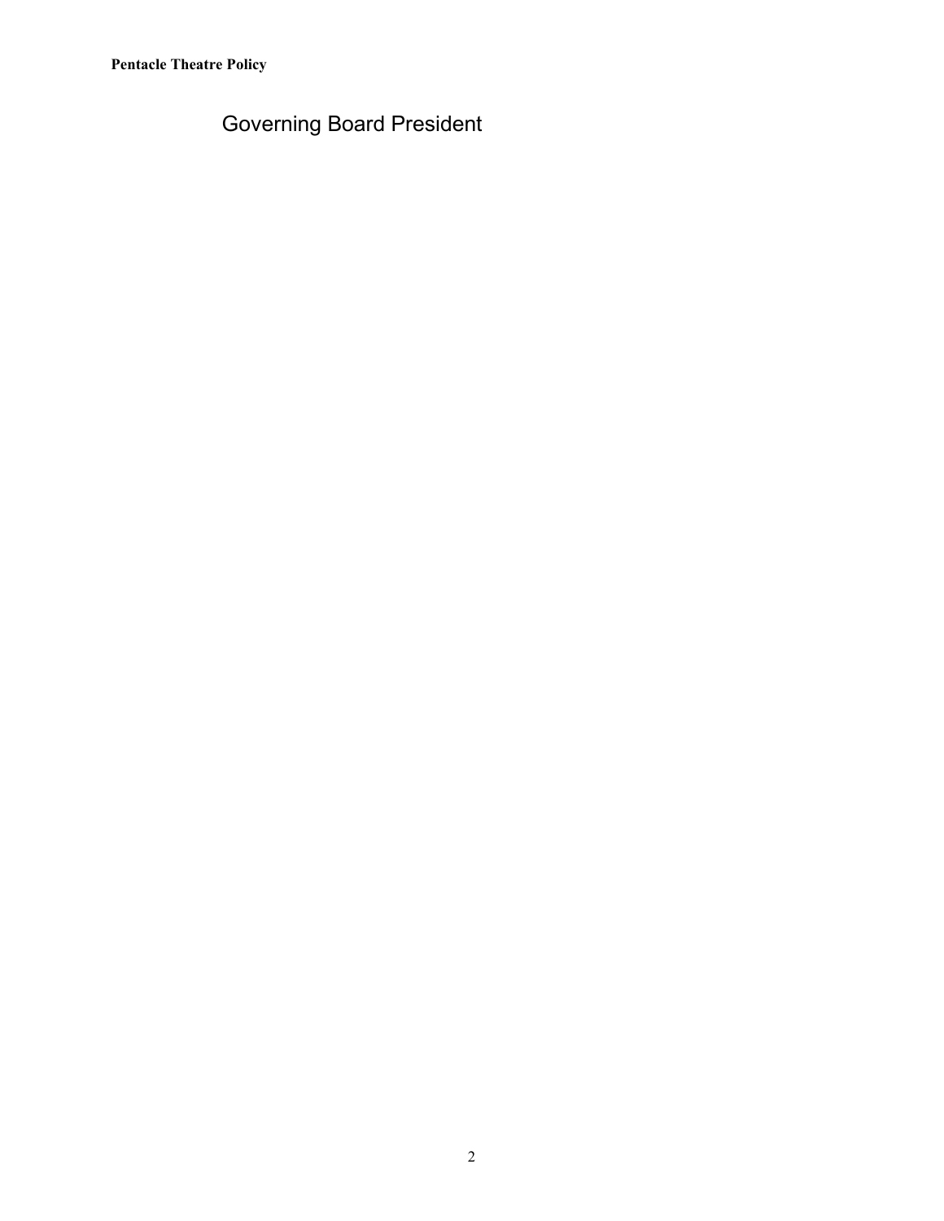# Governing Board President